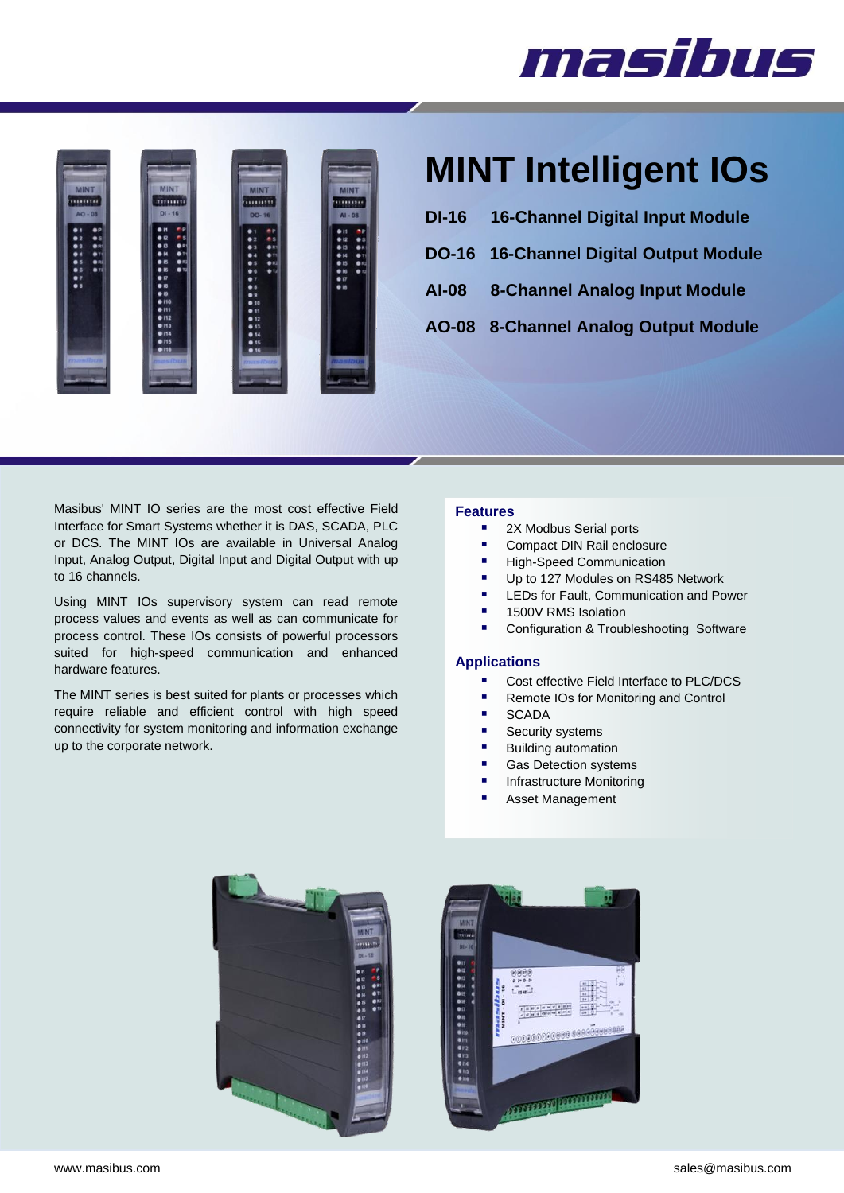# MINT Intelligent IOs

**DI-16 16-Channel Digital Input Module**

**DO-16 16-Channel Digital Output Module**

**AI-08 8-Channel Analog Input Module**

**AO-08 8-Channel Analog Output Module**

Masibus' MINT IO series are the most cost effective Field Interface for Smart Systems whether it is DAS, SCADA, PLC or DCS. The MINT IOs are available in Universal Analog Input, Analog Output, Digital Input and Digital Output with up to 16 channels.

Using MINT IOs supervisory system can read remote process values and events as well as can communicate for process control. These IOs consists of powerful processors suited for high-speed communication and enhanced hardware features.

The MINT series is best suited for plants or processes which require reliable and efficient control with high speed connectivity for system monitoring and information exchange up to the corporate network.

## Features

- 2X Modbus Serial ports
- Compact DIN Rail enclosure
- High-Speed Communication
- Up to 127 Modules on RS485 Network
- LEDs for Fault, Communication and Power
- 1500V RMS Isolation
- Configuration & Troubleshooting Software

## Applications

- Cost effective Field Interface to PLC/DCS
- Remote IOs for Monitoring and Control
- SCADA
- Security systems
- Building automation
- Gas Detection systems
- Infrastructure Monitoring
- Asset Management

www.masibus.com sales@masibus.com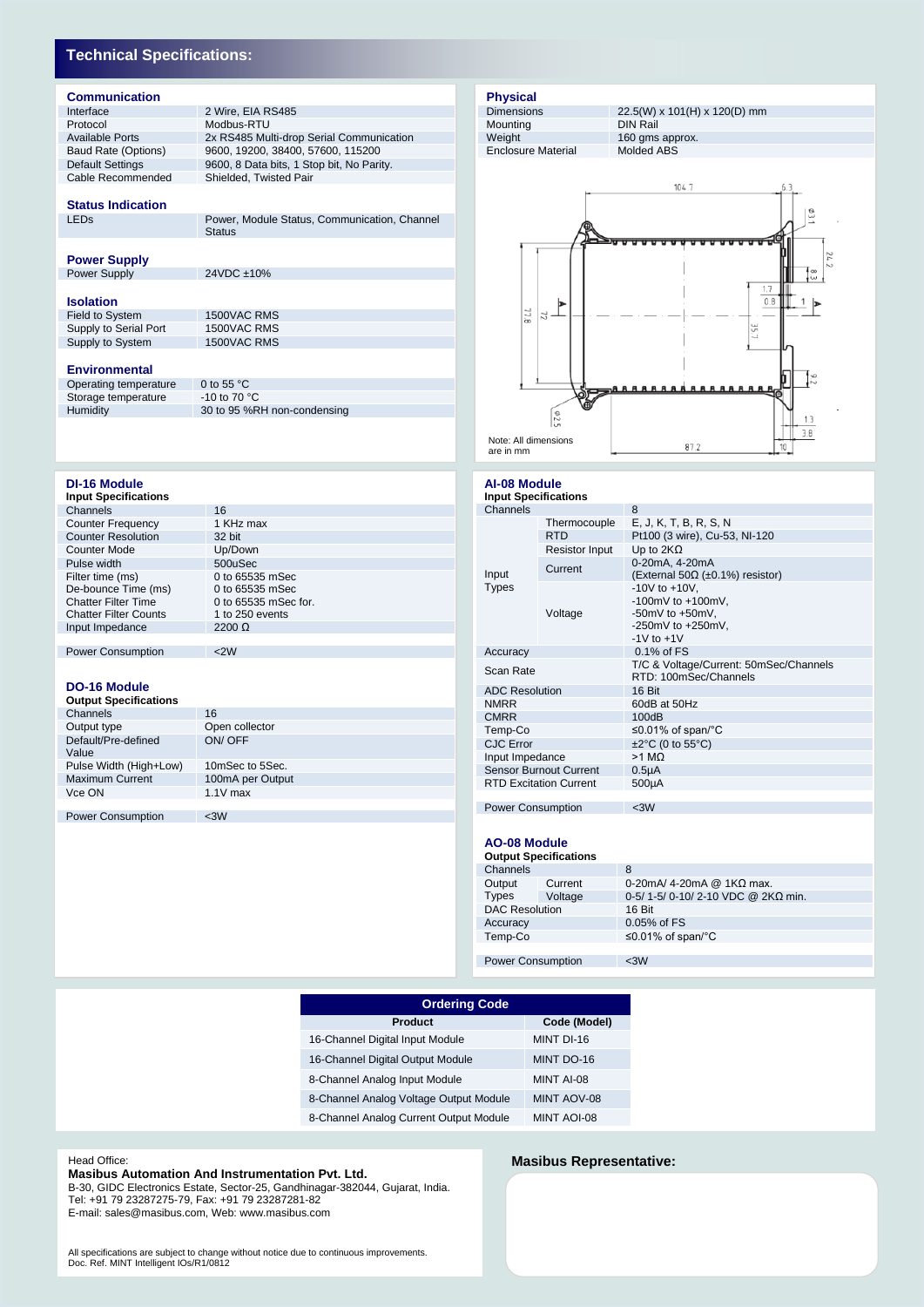## Technical Specifications:

### Communication

| | |
|---|---|
| Interface | 2 Wire, EIA RS485 |
| Protocol | Modbus-RTU |
| Available Ports | 2x RS485 Multi-drop Serial Communication |
| Baud Rate (Options) | 9600, 19200, 38400, 57600, 115200 |
| Default Settings | 9600, 8 Data bits, 1 Stop bit, No Parity. |
| Cable Recommended | Shielded, Twisted Pair |

### Status Indication

| | |
|---|---|
| LEDs | Power, Module Status, Communication, Channel Status |

### Power Supply

| | |
|---|---|
| Power Supply | 24VDC ±10% |

### Isolation

| | |
|---|---|
| Field to System | 1500VAC RMS |
| Supply to Serial Port | 1500VAC RMS |
| Supply to System | 1500VAC RMS |

### Environmental

| | |
|---|---|
| Operating temperature | 0 to 55 °C |
| Storage temperature | -10 to 70 °C |
| Humidity | 30 to 95 %RH non-condensing |

### Physical

| | |
|---|---|
| Dimensions | 22.5(W) x 101(H) x 120(D) mm |
| Mounting | DIN Rail |
| Weight | 160 gms approx. |
| Enclosure Material | Molded ABS |

104.7
6.3
Ø3.1
24.2
8.3
1.7
0.8
1
77.8
72
35.7
9.2
Ø2.5
1.3
3.8
87.2
10

Note: All dimensions are in mm

### DI-16 Module

**Input Specifications**

| | |
|---|---|
| Channels | 16 |
| Counter Frequency | 1 KHz max |
| Counter Resolution | 32 bit |
| Counter Mode | Up/Down |
| Pulse width | 500uSec |
| Filter time (ms) | 0 to 65535 mSec |
| De-bounce Time (ms) | 0 to 65535 mSec |
| Chatter Filter Time | 0 to 65535 mSec for. |
| Chatter Filter Counts | 1 to 250 events |
| Input Impedance | 2200 Ω |
| Power Consumption | <2W |

### DO-16 Module

**Output Specifications**

| | |
|---|---|
| Channels | 16 |
| Output type | Open collector |
| Default/Pre-defined Value | ON/ OFF |
| Pulse Width (High+Low) | 10mSec to 5Sec. |
| Maximum Current | 100mA per Output |
| Vce ON | 1.1V max |
| Power Consumption | <3W |

### AI-08 Module

**Input Specifications**

| | | |
|---|---|---|
| Channels | | 8 |
| Input Types | Thermocouple | E, J, K, T, B, R, S, N |
| | RTD | Pt100 (3 wire), Cu-53, NI-120 |
| | Resistor Input | Up to 2KΩ |
| | Current | 0-20mA, 4-20mA (External 50Ω (±0.1%) resistor) |
| | Voltage | -10V to +10V, -100mV to +100mV, -50mV to +50mV, -250mV to +250mV, -1V to +1V |
| Accuracy | | 0.1% of FS |
| Scan Rate | | T/C & Voltage/Current: 50mSec/Channels RTD: 100mSec/Channels |
| ADC Resolution | | 16 Bit |
| NMRR | | 60dB at 50Hz |
| CMRR | | 100dB |
| Temp-Co | | ≤0.01% of span/°C |
| CJC Error | | ±2°C (0 to 55°C) |
| Input Impedance | | >1 MΩ |
| Sensor Burnout Current | | 0.5µA |
| RTD Excitation Current | | 500µA |
| Power Consumption | | <3W |

### AO-08 Module

**Output Specifications**

| | | |
|---|---|---|
| Channels | | 8 |
| Output Types | Current | 0-20mA/ 4-20mA @ 1KΩ max. |
| | Voltage | 0-5/ 1-5/ 0-10/ 2-10 VDC @ 2KΩ min. |
| DAC Resolution | | 16 Bit |
| Accuracy | | 0.05% of FS |
| Temp-Co | | ≤0.01% of span/°C |
| Power Consumption | | <3W |

### Ordering Code

| Product | Code (Model) |
|---|---|
| 16-Channel Digital Input Module | MINT DI-16 |
| 16-Channel Digital Output Module | MINT DO-16 |
| 8-Channel Analog Input Module | MINT AI-08 |
| 8-Channel Analog Voltage Output Module | MINT AOV-08 |
| 8-Channel Analog Current Output Module | MINT AOI-08 |

Head Office:

**Masibus Automation And Instrumentation Pvt. Ltd.**

B-30, GIDC Electronics Estate, Sector-25, Gandhinagar-382044, Gujarat, India.
Tel: +91 79 23287275-79, Fax: +91 79 23287281-82
E-mail: sales@masibus.com, Web: www.masibus.com

All specifications are subject to change without notice due to continuous improvements.
Doc. Ref. MINT Intelligent IOs/R1/0812

**Masibus Representative:**